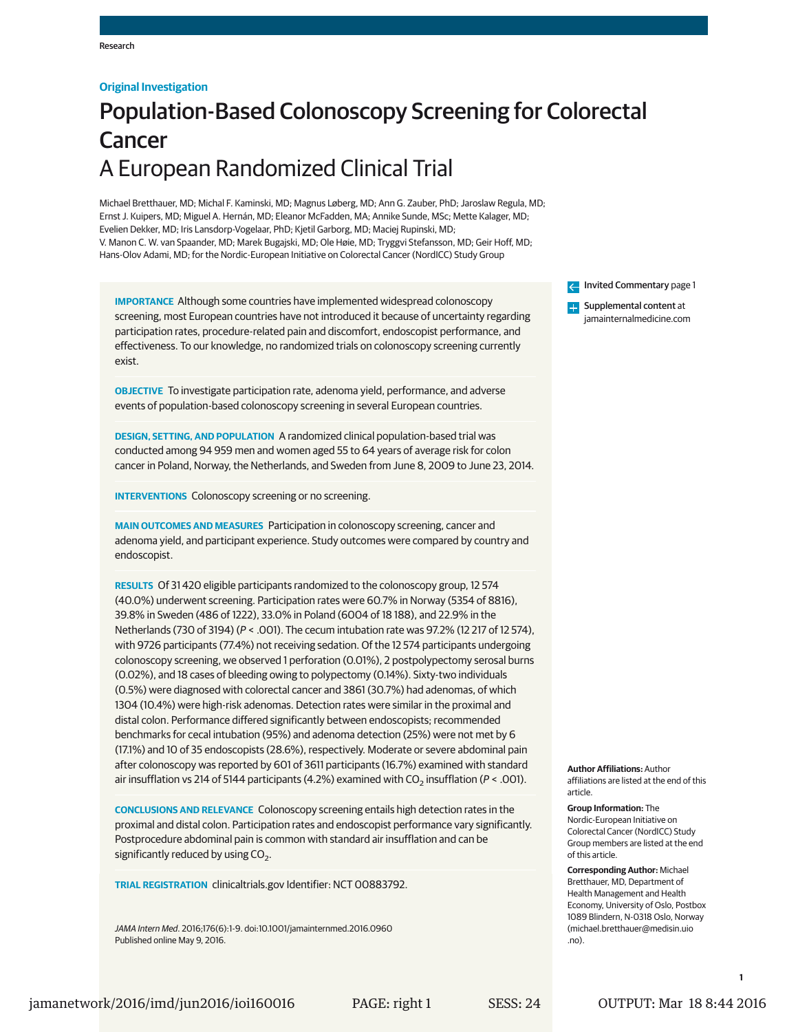Original Investigation

# Population-Based Colonoscopy Screening for Colorectal Cancer

## A European Randomized Clinical Trial

Michael Bretthauer, MD; Michal F. Kaminski, MD; Magnus Løberg, MD; Ann G. Zauber, PhD; Jaroslaw Regula, MD; Ernst J. Kuipers, MD; Miguel A. Hernán, MD; Eleanor McFadden, MA; Annike Sunde, MSc; Mette Kalager, MD; Evelien Dekker, MD; Iris Lansdorp-Vogelaar, PhD; Kjetil Garborg, MD; Maciej Rupinski, MD; V. Manon C. W. van Spaander, MD; Marek Bugajski, MD; Ole Høie, MD; Tryggvi Stefansson, MD; Geir Hoff, MD; Hans-Olov Adami, MD; for the Nordic-European Initiative on Colorectal Cancer (NordICC) Study Group

**IMPORTANCE** Although some countries have implemented widespread colonoscopy screening, most European countries have not introduced it because of uncertainty regarding participation rates, procedure-related pain and discomfort, endoscopist performance, and effectiveness. To our knowledge, no randomized trials on colonoscopy screening currently exist.

**OBJECTIVE** To investigate participation rate, adenoma yield, performance, and adverse events of population-based colonoscopy screening in several European countries.

**DESIGN, SETTING, AND POPULATION** A randomized clinical population-based trial was conducted among 94 959 men and women aged 55 to 64 years of average risk for colon cancer in Poland, Norway, the Netherlands, and Sweden from June 8, 2009 to June 23, 2014.

**INTERVENTIONS** Colonoscopy screening or no screening.

**MAIN OUTCOMES AND MEASURES** Participation in colonoscopy screening, cancer and adenoma yield, and participant experience. Study outcomes were compared by country and endoscopist.

**RESULTS** Of 31 420 eligible participants randomized to the colonoscopy group, 12 574 (40.0%) underwent screening. Participation rates were 60.7% in Norway (5354 of 8816), 39.8% in Sweden (486 of 1222), 33.0% in Poland (6004 of 18 188), and 22.9% in the Netherlands (730 of 3194) ($P < .001$). The cecum intubation rate was 97.2% (12 217 of 12 574), with 9726 participants (77.4%) not receiving sedation. Of the 12 574 participants undergoing colonoscopy screening, we observed 1 perforation (0.01%), 2 postpolypectomy serosal burns (0.02%), and 18 cases of bleeding owing to polypectomy (0.14%). Sixty-two individuals (0.5%) were diagnosed with colorectal cancer and 3861 (30.7%) had adenomas, of which 1304 (10.4%) were high-risk adenomas. Detection rates were similar in the proximal and distal colon. Performance differed significantly between endoscopists; recommended benchmarks for cecal intubation (95%) and adenoma detection (25%) were not met by 6 (17.1%) and 10 of 35 endoscopists (28.6%), respectively. Moderate or severe abdominal pain after colonoscopy was reported by 601 of 3611 participants (16.7%) examined with standard air insufflation vs 214 of 5144 participants (4.2%) examined with $CO_2$ insufflation ($P < .001$).

**CONCLUSIONS AND RELEVANCE** Colonoscopy screening entails high detection rates in the proximal and distal colon. Participation rates and endoscopist performance vary significantly. Postprocedure abdominal pain is common with standard air insufflation and can be significantly reduced by using $CO_2$.

**TRIAL REGISTRATION** clinicaltrials.gov Identifier: NCT 00883792.

*JAMA Intern Med*. 2016;176(6):1-9. doi:10.1001/jamainternmed.2016.0960
Published online May 9, 2016.

Invited Commentary page 1

Supplemental content at jamainternalmedicine.com

**Author Affiliations:** Author affiliations are listed at the end of this article.

**Group Information:** The Nordic-European Initiative on Colorectal Cancer (NordICC) Study Group members are listed at the end of this article.

**Corresponding Author:** Michael Bretthauer, MD, Department of Health Management and Health Economy, University of Oslo, Postbox 1089 Blindern, N-0318 Oslo, Norway (michael.bretthauer@medisin.uio.no).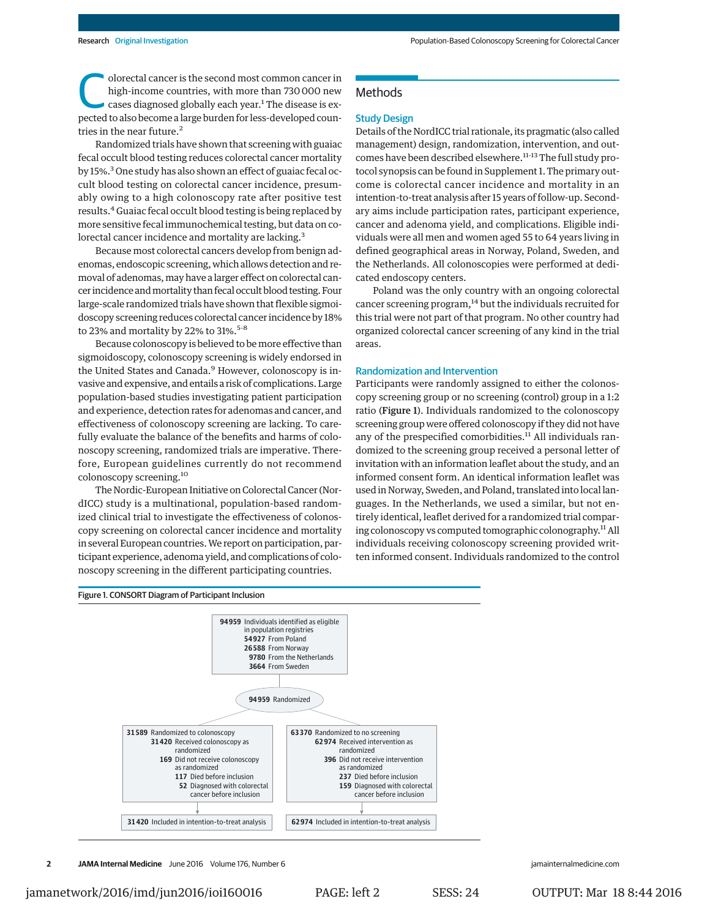Colorectal cancer is the second most common cancer in high-income countries, with more than 730 000 new cases diagnosed globally each year.[1] The disease is expected to also become a large burden for less-developed countries in the near future.[2]

Randomized trials have shown that screening with guaiac fecal occult blood testing reduces colorectal cancer mortality by 15%.[3] One study has also shown an effect of guaiac fecal occult blood testing on colorectal cancer incidence, presumably owing to a high colonoscopy rate after positive test results.[4] Guaiac fecal occult blood testing is being replaced by more sensitive fecal immunochemical testing, but data on colorectal cancer incidence and mortality are lacking.[3]

Because most colorectal cancers develop from benign adenomas, endoscopic screening, which allows detection and removal of adenomas, may have a larger effect on colorectal cancer incidence and mortality than fecal occult blood testing. Four large-scale randomized trials have shown that flexible sigmoidoscopy screening reduces colorectal cancer incidence by 18% to 23% and mortality by 22% to 31%.[5-8]

Because colonoscopy is believed to be more effective than sigmoidoscopy, colonoscopy screening is widely endorsed in the United States and Canada.[9] However, colonoscopy is invasive and expensive, and entails a risk of complications. Large population-based studies investigating patient participation and experience, detection rates for adenomas and cancer, and effectiveness of colonoscopy screening are lacking. To carefully evaluate the balance of the benefits and harms of colonoscopy screening, randomized trials are imperative. Therefore, European guidelines currently do not recommend colonoscopy screening.[10]

The Nordic-European Initiative on Colorectal Cancer (NordICC) study is a multinational, population-based randomized clinical trial to investigate the effectiveness of colonoscopy screening on colorectal cancer incidence and mortality in several European countries. We report on participation, participant experience, adenoma yield, and complications of colonoscopy screening in the different participating countries.

## Methods

### Study Design

Details of the NordICC trial rationale, its pragmatic (also called management) design, randomization, intervention, and outcomes have been described elsewhere.[11-13] The full study protocol synopsis can be found in Supplement 1. The primary outcome is colorectal cancer incidence and mortality in an intention-to-treat analysis after 15 years of follow-up. Secondary aims include participation rates, participant experience, cancer and adenoma yield, and complications. Eligible individuals were all men and women aged 55 to 64 years living in defined geographical areas in Norway, Poland, Sweden, and the Netherlands. All colonoscopies were performed at dedicated endoscopy centers.

Poland was the only country with an ongoing colorectal cancer screening program,[14] but the individuals recruited for this trial were not part of that program. No other country had organized colorectal cancer screening of any kind in the trial areas.

### Randomization and Intervention

Participants were randomly assigned to either the colonoscopy screening group or no screening (control) group in a 1:2 ratio (**Figure 1**). Individuals randomized to the colonoscopy screening group were offered colonoscopy if they did not have any of the prespecified comorbidities.[11] All individuals randomized to the screening group received a personal letter of invitation with an information leaflet about the study, and an informed consent form. An identical information leaflet was used in Norway, Sweden, and Poland, translated into local languages. In the Netherlands, we used a similar, but not entirely identical, leaflet derived for a randomized trial comparing colonoscopy vs computed tomographic colonography.[11] All individuals receiving colonoscopy screening provided written informed consent. Individuals randomized to the control

Figure 1. CONSORT Diagram of Participant Inclusion

- **94 959** Individuals identified as eligible in population registries
  - **54 927** From Poland
  - **26 588** From Norway
  - **9780** From the Netherlands
  - **3664** From Sweden
- **94 959** Randomized
  - **31 589** Randomized to colonoscopy
    - **31 420** Received colonoscopy as randomized
    - **169** Did not receive colonoscopy as randomized
      - **117** Died before inclusion
      - **52** Diagnosed with colorectal cancer before inclusion
    - **31 420** Included in intention-to-treat analysis
  - **63 370** Randomized to no screening
    - **62 974** Received intervention as randomized
    - **396** Did not receive intervention as randomized
      - **237** Died before inclusion
      - **159** Diagnosed with colorectal cancer before inclusion
    - **62 974** Included in intention-to-treat analysis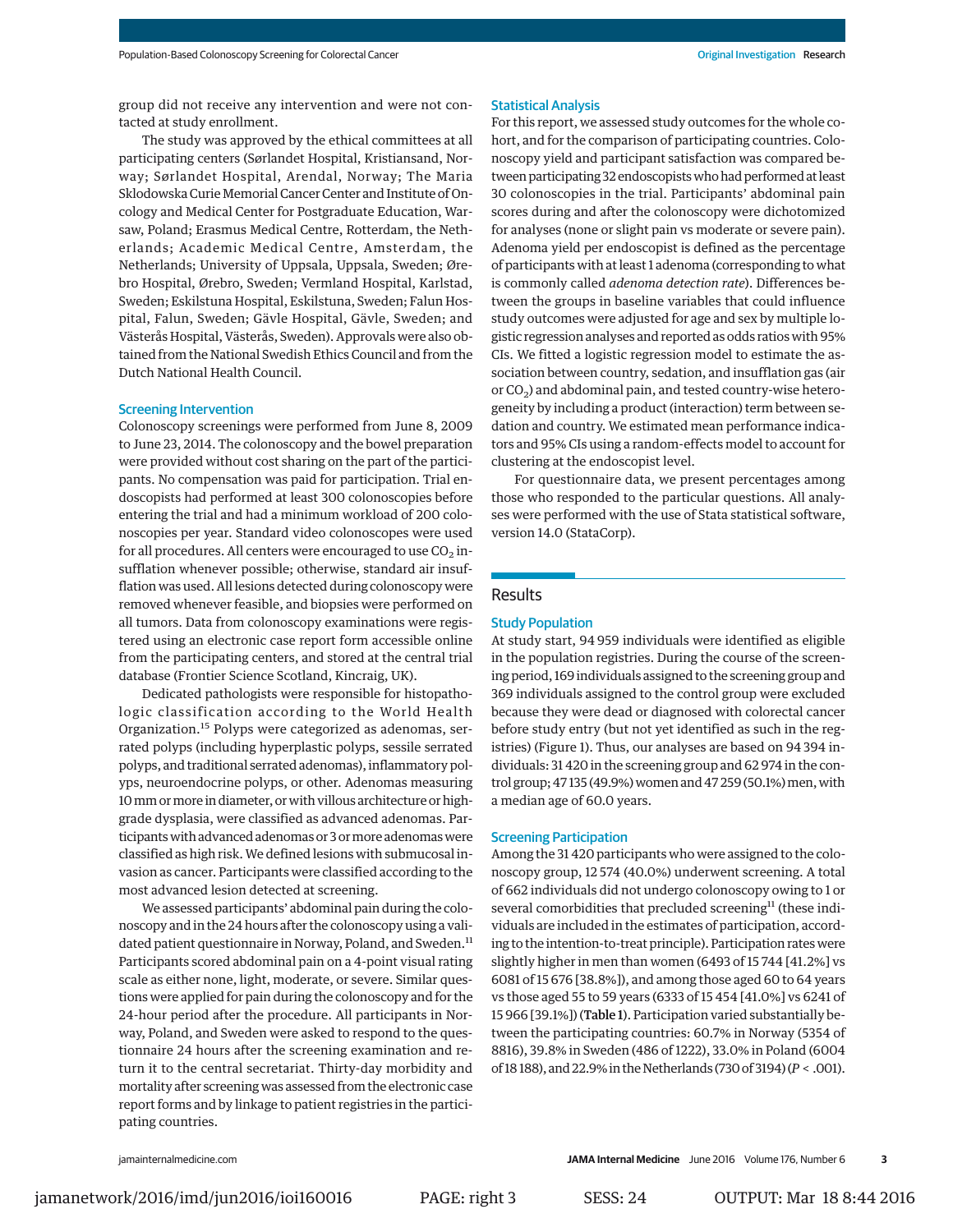group did not receive any intervention and were not contacted at study enrollment.

The study was approved by the ethical committees at all participating centers (Sørlandet Hospital, Kristiansand, Norway; Sørlandet Hospital, Arendal, Norway; The Maria Sklodowska Curie Memorial Cancer Center and Institute of Oncology and Medical Center for Postgraduate Education, Warsaw, Poland; Erasmus Medical Centre, Rotterdam, the Netherlands; Academic Medical Centre, Amsterdam, the Netherlands; University of Uppsala, Uppsala, Sweden; Ørebro Hospital, Ørebro, Sweden; Vermland Hospital, Karlstad, Sweden; Eskilstuna Hospital, Eskilstuna, Sweden; Falun Hospital, Falun, Sweden; Gävle Hospital, Gävle, Sweden; and Västerås Hospital, Västerås, Sweden). Approvals were also obtained from the National Swedish Ethics Council and from the Dutch National Health Council.

## Screening Intervention

Colonoscopy screenings were performed from June 8, 2009 to June 23, 2014. The colonoscopy and the bowel preparation were provided without cost sharing on the part of the participants. No compensation was paid for participation. Trial endoscopists had performed at least 300 colonoscopies before entering the trial and had a minimum workload of 200 colonoscopies per year. Standard video colonoscopes were used for all procedures. All centers were encouraged to use $CO_2$ insufflation whenever possible; otherwise, standard air insufflation was used. All lesions detected during colonoscopy were removed whenever feasible, and biopsies were performed on all tumors. Data from colonoscopy examinations were registered using an electronic case report form accessible online from the participating centers, and stored at the central trial database (Frontier Science Scotland, Kincraig, UK).

Dedicated pathologists were responsible for histopathologic classification according to the World Health Organization.[15] Polyps were categorized as adenomas, serrated polyps (including hyperplastic polyps, sessile serrated polyps, and traditional serrated adenomas), inflammatory polyps, neuroendocrine polyps, or other. Adenomas measuring 10 mm or more in diameter, or with villous architecture or high-grade dysplasia, were classified as advanced adenomas. Participants with advanced adenomas or 3 or more adenomas were classified as high risk. We defined lesions with submucosal invasion as cancer. Participants were classified according to the most advanced lesion detected at screening.

We assessed participants' abdominal pain during the colonoscopy and in the 24 hours after the colonoscopy using a validated patient questionnaire in Norway, Poland, and Sweden.[11] Participants scored abdominal pain on a 4-point visual rating scale as either none, light, moderate, or severe. Similar questions were applied for pain during the colonoscopy and for the 24-hour period after the procedure. All participants in Norway, Poland, and Sweden were asked to respond to the questionnaire 24 hours after the screening examination and return it to the central secretariat. Thirty-day morbidity and mortality after screening was assessed from the electronic case report forms and by linkage to patient registries in the participating countries.

## Statistical Analysis

For this report, we assessed study outcomes for the whole cohort, and for the comparison of participating countries. Colonoscopy yield and participant satisfaction was compared between participating 32 endoscopists who had performed at least 30 colonoscopies in the trial. Participants' abdominal pain scores during and after the colonoscopy were dichotomized for analyses (none or slight pain vs moderate or severe pain). Adenoma yield per endoscopist is defined as the percentage of participants with at least 1 adenoma (corresponding to what is commonly called *adenoma detection rate*). Differences between the groups in baseline variables that could influence study outcomes were adjusted for age and sex by multiple logistic regression analyses and reported as odds ratios with 95% CIs. We fitted a logistic regression model to estimate the association between country, sedation, and insufflation gas (air or $CO_2$) and abdominal pain, and tested country-wise heterogeneity by including a product (interaction) term between sedation and country. We estimated mean performance indicators and 95% CIs using a random-effects model to account for clustering at the endoscopist level.

For questionnaire data, we present percentages among those who responded to the particular questions. All analyses were performed with the use of Stata statistical software, version 14.0 (StataCorp).

# Results

## Study Population

At study start, 94 959 individuals were identified as eligible in the population registries. During the course of the screening period, 169 individuals assigned to the screening group and 369 individuals assigned to the control group were excluded because they were dead or diagnosed with colorectal cancer before study entry (but not yet identified as such in the registries) (Figure 1). Thus, our analyses are based on 94 394 individuals: 31 420 in the screening group and 62 974 in the control group; 47 135 (49.9%) women and 47 259 (50.1%) men, with a median age of 60.0 years.

## Screening Participation

Among the 31 420 participants who were assigned to the colonoscopy group, 12 574 (40.0%) underwent screening. A total of 662 individuals did not undergo colonoscopy owing to 1 or several comorbidities that precluded screening[11] (these individuals are included in the estimates of participation, according to the intention-to-treat principle). Participation rates were slightly higher in men than women (6493 of 15 744 [41.2%] vs 6081 of 15 676 [38.8%]), and among those aged 60 to 64 years vs those aged 55 to 59 years (6333 of 15 454 [41.0%] vs 6241 of 15 966 [39.1%]) (**Table 1**). Participation varied substantially between the participating countries: 60.7% in Norway (5354 of 8816), 39.8% in Sweden (486 of 1222), 33.0% in Poland (6004 of 18 188), and 22.9% in the Netherlands (730 of 3194) ($P < .001$).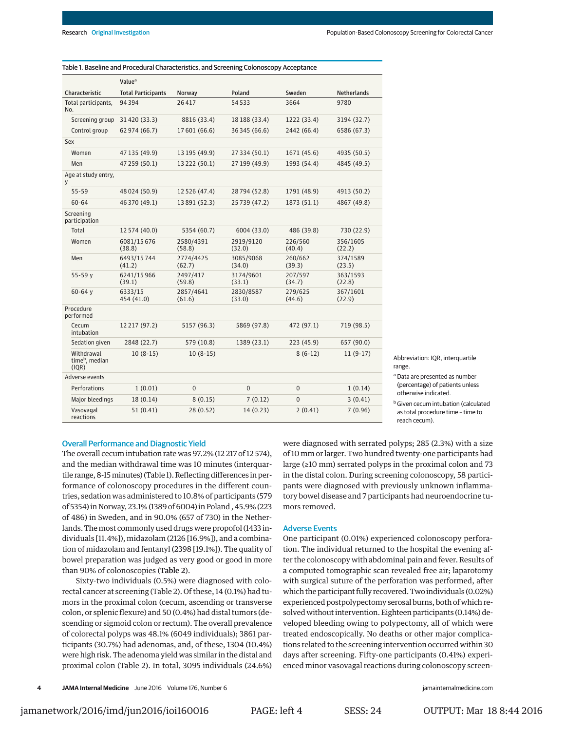Table 1. Baseline and Procedural Characteristics, and Screening Colonoscopy Acceptance

| Characteristic | Value[a] | | | | |
|---|---|---|---|---|---|
| | Total Participants | Norway | Poland | Sweden | Netherlands |
| Total participants, No. | 94 394 | 26 417 | 54 533 | 3664 | 9780 |
| Screening group | 31 420 (33.3) | 8816 (33.4) | 18 188 (33.4) | 1222 (33.4) | 3194 (32.7) |
| Control group | 62 974 (66.7) | 17 601 (66.6) | 36 345 (66.6) | 2442 (66.4) | 6586 (67.3) |
| Sex | | | | | |
| Women | 47 135 (49.9) | 13 195 (49.9) | 27 334 (50.1) | 1671 (45.6) | 4935 (50.5) |
| Men | 47 259 (50.1) | 13 222 (50.1) | 27 199 (49.9) | 1993 (54.4) | 4845 (49.5) |
| Age at study entry, y | | | | | |
| 55-59 | 48 024 (50.9) | 12 526 (47.4) | 28 794 (52.8) | 1791 (48.9) | 4913 (50.2) |
| 60-64 | 46 370 (49.1) | 13 891 (52.3) | 25 739 (47.2) | 1873 (51.1) | 4867 (49.8) |
| Screening participation | | | | | |
| Total | 12 574 (40.0) | 5354 (60.7) | 6004 (33.0) | 486 (39.8) | 730 (22.9) |
| Women | 6081/15 676 (38.8) | 2580/4391 (58.8) | 2919/9120 (32.0) | 226/560 (40.4) | 356/1605 (22.2) |
| Men | 6493/15 744 (41.2) | 2774/4425 (62.7) | 3085/9068 (34.0) | 260/662 (39.3) | 374/1589 (23.5) |
| 55-59 y | 6241/15 966 (39.1) | 2497/417 (59.8) | 3174/9601 (33.1) | 207/597 (34.7) | 363/1593 (22.8) |
| 60-64 y | 6333/15 454 (41.0) | 2857/4641 (61.6) | 2830/8587 (33.0) | 279/625 (44.6) | 367/1601 (22.9) |
| Procedure performed | | | | | |
| Cecum intubation | 12 217 (97.2) | 5157 (96.3) | 5869 (97.8) | 472 (97.1) | 719 (98.5) |
| Sedation given | 2848 (22.7) | 579 (10.8) | 1389 (23.1) | 223 (45.9) | 657 (90.0) |
| Withdrawal time[b], median (IQR) | 10 (8-15) | 10 (8-15) | | 8 (6-12) | 11 (9-17) |
| Adverse events | | | | | |
| Perforations | 1 (0.01) | 0 | 0 | 0 | 1 (0.14) |
| Major bleedings | 18 (0.14) | 8 (0.15) | 7 (0.12) | 0 | 3 (0.41) |
| Vasovagal reactions | 51 (0.41) | 28 (0.52) | 14 (0.23) | 2 (0.41) | 7 (0.96) |

Abbreviation: IQR, interquartile range.

[a] Data are presented as number (percentage) of patients unless otherwise indicated.

[b] Given cecum intubation (calculated as total procedure time – time to reach cecum).

## Overall Performance and Diagnostic Yield

The overall cecum intubation rate was 97.2% (12 217 of 12 574), and the median withdrawal time was 10 minutes (interquartile range, 8-15 minutes) (Table 1). Reflecting differences in performance of colonoscopy procedures in the different countries, sedation was administered to 10.8% of participants (579 of 5354) in Norway, 23.1% (1389 of 6004) in Poland, 45.9% (223 of 486) in Sweden, and in 90.0% (657 of 730) in the Netherlands. The most commonly used drugs were propofol (1433 individuals [11.4%]), midazolam (2126 [16.9%]), and a combination of midazolam and fentanyl (2398 [19.1%]). The quality of bowel preparation was judged as very good or good in more than 90% of colonoscopies (**Table 2**).

Sixty-two individuals (0.5%) were diagnosed with colorectal cancer at screening (Table 2). Of these, 14 (0.1%) had tumors in the proximal colon (cecum, ascending or transverse colon, or splenic flexure) and 50 (0.4%) had distal tumors (descending or sigmoid colon or rectum). The overall prevalence of colorectal polyps was 48.1% (6049 individuals); 3861 participants (30.7%) had adenomas, and, of these, 1304 (10.4%) were high risk. The adenoma yield was similar in the distal and proximal colon (Table 2). In total, 3095 individuals (24.6%) were diagnosed with serrated polyps; 285 (2.3%) with a size of 10 mm or larger. Two hundred twenty-one participants had large (≥10 mm) serrated polyps in the proximal colon and 73 in the distal colon. During screening colonoscopy, 58 participants were diagnosed with previously unknown inflammatory bowel disease and 7 participants had neuroendocrine tumors removed.

## Adverse Events

One participant (0.01%) experienced colonoscopy perforation. The individual returned to the hospital the evening after the colonoscopy with abdominal pain and fever. Results of a computed tomographic scan revealed free air; laparotomy with surgical suture of the perforation was performed, after which the participant fully recovered. Two individuals (0.02%) experienced postpolypectomy serosal burns, both of which resolved without intervention. Eighteen participants (0.14%) developed bleeding owing to polypectomy, all of which were treated endoscopically. No deaths or other major complications related to the screening intervention occurred within 30 days after screening. Fifty-one participants (0.41%) experienced minor vasovagal reactions during colonoscopy screen-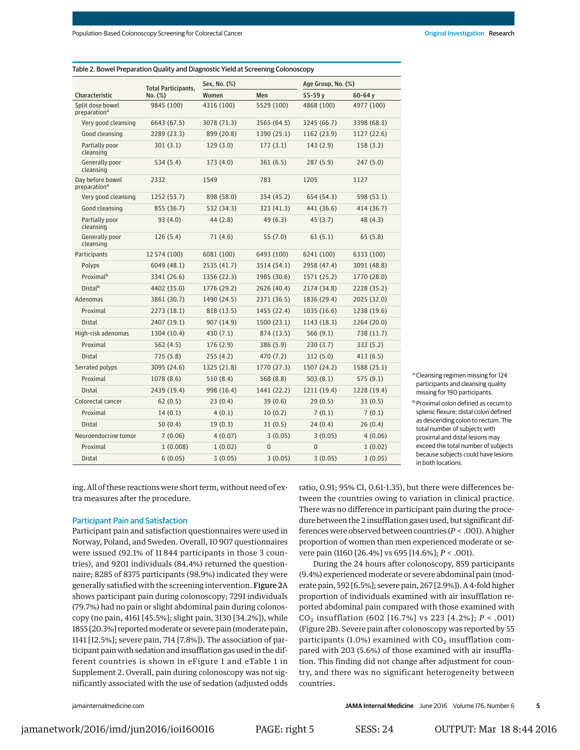Table 2. Bowel Preparation Quality and Diagnostic Yield at Screening Colonoscopy

| Characteristic | Total Participants, No. (%) | Sex, No. (%) | | Age Group, No. (%) | |
|---|---|---|---|---|---|
| | | Women | Men | 55-59 y | 60-64 y |
| Split dose bowel preparation[a] | 9845 (100) | 4316 (100) | 5529 (100) | 4868 (100) | 4977 (100) |
| Very good cleansing | 6643 (67.5) | 3078 (71.3) | 3565 (64.5) | 3245 (66.7) | 3398 (68.3) |
| Good cleansing | 2289 (23.3) | 899 (20.8) | 1390 (25.1) | 1162 (23.9) | 1127 (22.6) |
| Partially poor cleansing | 301 (3.1) | 129 (3.0) | 172 (3.1) | 143 (2.9) | 158 (3.2) |
| Generally poor cleansing | 534 (5.4) | 173 (4.0) | 361 (6.5) | 287 (5.9) | 247 (5.0) |
| Day before bowel preparation[a] | 2332 | 1549 | 783 | 1205 | 1127 |
| Very good cleansing | 1252 (53.7) | 898 (58.0) | 354 (45.2) | 654 (54.3) | 598 (53.1) |
| Good cleansing | 855 (36.7) | 532 (34.3) | 323 (41.3) | 441 (36.6) | 414 (36.7) |
| Partially poor cleansing | 93 (4.0) | 44 (2.8) | 49 (6.3) | 45 (3.7) | 48 (4.3) |
| Generally poor cleansing | 126 (5.4) | 71 (4.6) | 55 (7.0) | 61 (5.1) | 65 (5.8) |
| Participants | 12 574 (100) | 6081 (100) | 6493 (100) | 6241 (100) | 6333 (100) |
| Polyps | 6049 (48.1) | 2535 (41.7) | 3514 (54.1) | 2958 (47.4) | 3091 (48.8) |
| Proximal[b] | 3341 (26.6) | 1356 (22.3) | 1985 (30.6) | 1571 (25.2) | 1770 (28.0) |
| Distal[b] | 4402 (35.0) | 1776 (29.2) | 2626 (40.4) | 2174 (34.8) | 2228 (35.2) |
| Adenomas | 3861 (30.7) | 1490 (24.5) | 2371 (36.5) | 1836 (29.4) | 2025 (32.0) |
| Proximal | 2273 (18.1) | 818 (13.5) | 1455 (22.4) | 1035 (16.6) | 1238 (19.6) |
| Distal | 2407 (19.1) | 907 (14.9) | 1500 (23.1) | 1143 (18.3) | 1264 (20.0) |
| High-risk adenomas | 1304 (10.4) | 430 (7.1) | 874 (13.5) | 566 (9.1) | 738 (11.7) |
| Proximal | 562 (4.5) | 176 (2.9) | 386 (5.9) | 230 (3.7) | 332 (5.2) |
| Distal | 725 (5.8) | 255 (4.2) | 470 (7.2) | 312 (5.0) | 413 (6.5) |
| Serrated polyps | 3095 (24.6) | 1325 (21.8) | 1770 (27.3) | 1507 (24.2) | 1588 (25.1) |
| Proximal | 1078 (8.6) | 510 (8.4) | 568 (8.8) | 503 (8.1) | 575 (9.1) |
| Distal | 2439 (19.4) | 998 (16.4) | 1441 (22.2) | 1211 (19.4) | 1228 (19.4) |
| Colorectal cancer | 62 (0.5) | 23 (0.4) | 39 (0.6) | 29 (0.5) | 33 (0.5) |
| Proximal | 14 (0.1) | 4 (0.1) | 10 (0.2) | 7 (0.1) | 7 (0.1) |
| Distal | 50 (0.4) | 19 (0.3) | 31 (0.5) | 24 (0.4) | 26 (0.4) |
| Neuroendocrine tumor | 7 (0.06) | 4 (0.07) | 3 (0.05) | 3 (0.05) | 4 (0.06) |
| Proximal | 1 (0.008) | 1 (0.02) | 0 | 0 | 1 (0.02) |
| Distal | 6 (0.05) | 3 (0.05) | 3 (0.05) | 3 (0.05) | 3 (0.05) |

[a] Cleansing regimen missing for 124 participants and cleansing quality missing for 190 participants.

[b] Proximal colon defined as cecum to splenic flexure; distal colon defined as descending colon to rectum. The total number of subjects with proximal and distal lesions may exceed the total number of subjects because subjects could have lesions in both locations.

ing. All of these reactions were short term, without need of extra measures after the procedure.

## Participant Pain and Satisfaction

Participant pain and satisfaction questionnaires were used in Norway, Poland, and Sweden. Overall, 10 907 questionnaires were issued (92.1% of 11 844 participants in those 3 countries), and 9201 individuals (84.4%) returned the questionnaire; 8285 of 8375 participants (98.9%) indicated they were generally satisfied with the screening intervention. **Figure 2**A shows participant pain during colonoscopy; 7291 individuals (79.7%) had no pain or slight abdominal pain during colonoscopy (no pain, 4161 [45.5%]; slight pain, 3130 [34.2%]), while 1855 [20.3%] reported moderate or severe pain (moderate pain, 1141 [12.5%]; severe pain, 714 [7.8%]). The association of participant pain with sedation and insufflation gas used in the different countries is shown in eFigure 1 and eTable 1 in Supplement 2. Overall, pain during colonoscopy was not significantly associated with the use of sedation (adjusted odds ratio, 0.91; 95% CI, 0.61-1.35), but there were differences between the countries owing to variation in clinical practice. There was no difference in participant pain during the procedure between the 2 insufflation gases used, but significant differences were observed between countries ($P < .001$). A higher proportion of women than men experienced moderate or severe pain (1160 [26.4%] vs 695 [14.6%]; $P < .001$).

During the 24 hours after colonoscopy, 859 participants (9.4%) experienced moderate or severe abdominal pain (moderate pain, 592 [6.5%]; severe pain, 267 [2.9%]). A 4-fold higher proportion of individuals examined with air insufflation reported abdominal pain compared with those examined with $CO_2$ insufflation (602 [16.7%] vs 223 [4.2%]; $P < .001$) (Figure 2B). Severe pain after colonoscopy was reported by 55 participants (1.0%) examined with $CO_2$ insufflation compared with 203 (5.6%) of those examined with air insufflation. This finding did not change after adjustment for country, and there was no significant heterogeneity between countries.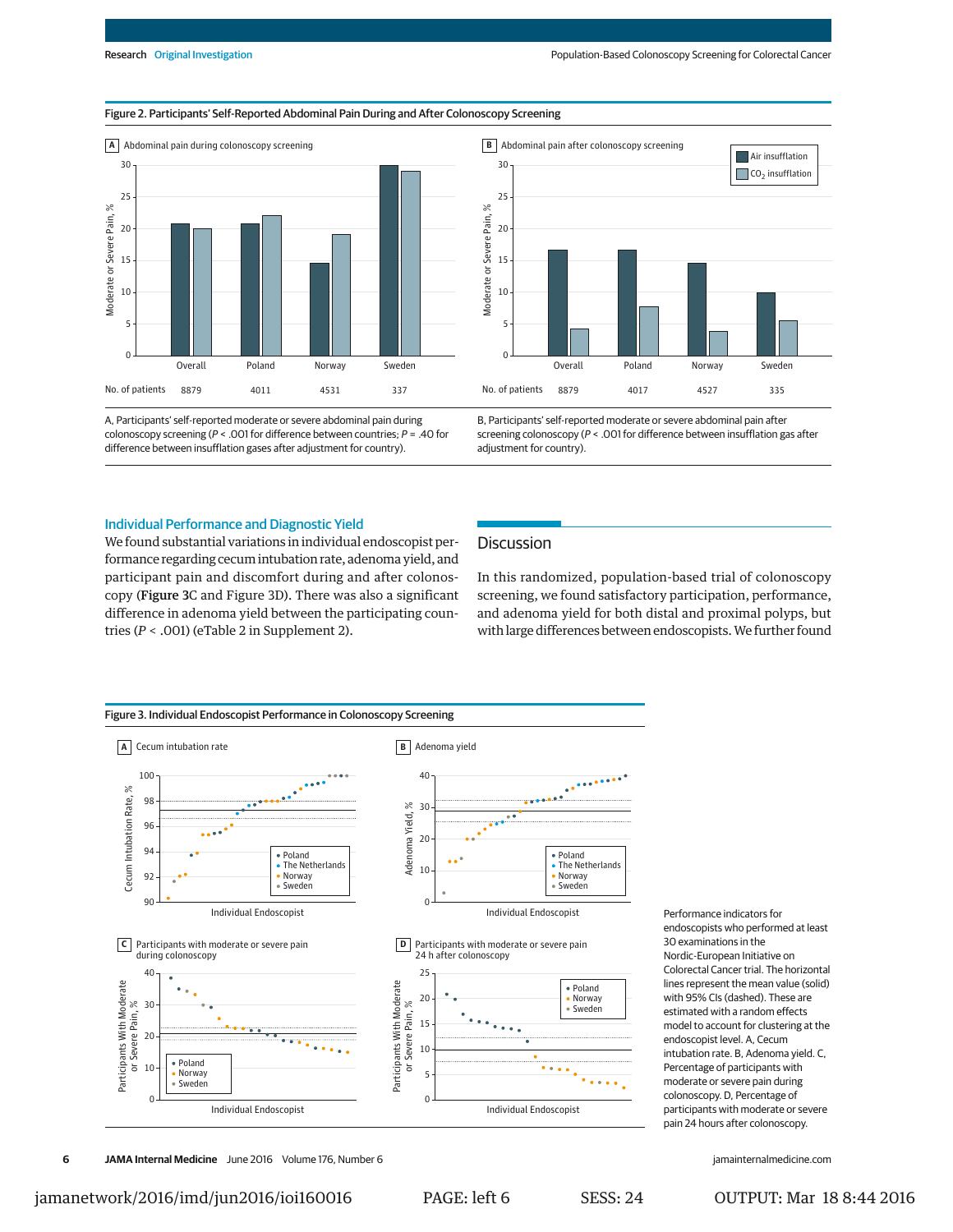Figure 2. Participants' Self-Reported Abdominal Pain During and After Colonoscopy Screening

A Abdominal pain during colonoscopy screening

B Abdominal pain after colonoscopy screening

| No. of patients | Overall | Poland | Norway | Sweden |
|---|---|---|---|---|
| A | 8879 | 4011 | 4531 | 337 |
| B | 8879 | 4017 | 4527 | 335 |

A, Participants' self-reported moderate or severe abdominal pain during colonoscopy screening ($P < .001$ for difference between countries; $P = .40$ for difference between insufflation gases after adjustment for country).

B, Participants' self-reported moderate or severe abdominal pain after screening colonoscopy ($P < .001$ for difference between insufflation gas after adjustment for country).

## Individual Performance and Diagnostic Yield

We found substantial variations in individual endoscopist performance regarding cecum intubation rate, adenoma yield, and participant pain and discomfort during and after colonoscopy (**Figure 3**C and Figure 3D). There was also a significant difference in adenoma yield between the participating countries ($P < .001$) (eTable 2 in Supplement 2).

## Discussion

In this randomized, population-based trial of colonoscopy screening, we found satisfactory participation, performance, and adenoma yield for both distal and proximal polyps, but with large differences between endoscopists. We further found

Figure 3. Individual Endoscopist Performance in Colonoscopy Screening

Performance indicators for endoscopists who performed at least 30 examinations in the Nordic-European Initiative on Colorectal Cancer trial. The horizontal lines represent the mean value (solid) with 95% CIs (dashed). These are estimated with a random effects model to account for clustering at the endoscopist level. A, Cecum intubation rate. B, Adenoma yield. C, Percentage of participants with moderate or severe pain during colonoscopy. D, Percentage of participants with moderate or severe pain 24 hours after colonoscopy.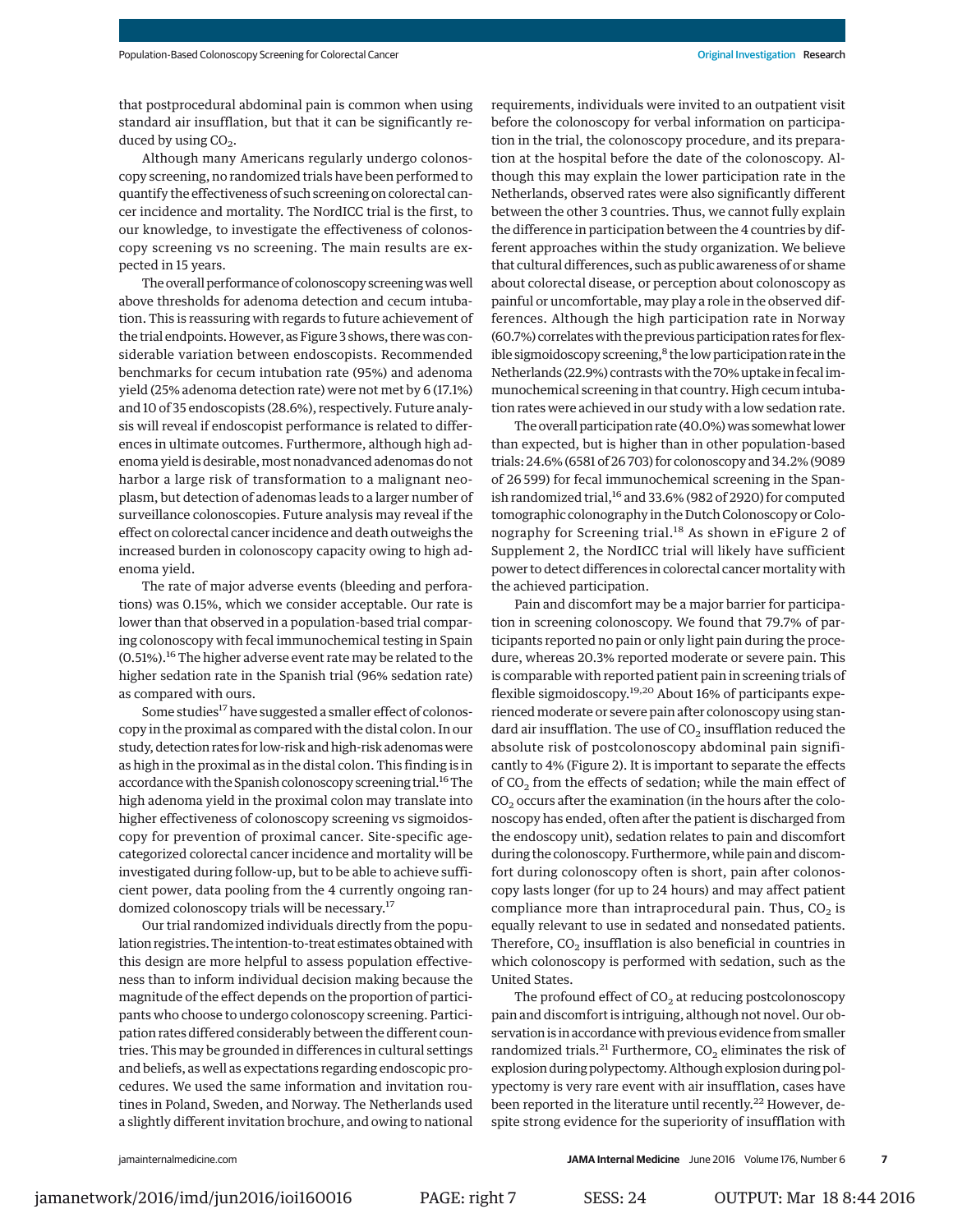that postprocedural abdominal pain is common when using standard air insufflation, but that it can be significantly reduced by using $CO_2$.

Although many Americans regularly undergo colonoscopy screening, no randomized trials have been performed to quantify the effectiveness of such screening on colorectal cancer incidence and mortality. The NordICC trial is the first, to our knowledge, to investigate the effectiveness of colonoscopy screening vs no screening. The main results are expected in 15 years.

The overall performance of colonoscopy screening was well above thresholds for adenoma detection and cecum intubation. This is reassuring with regards to future achievement of the trial endpoints. However, as Figure 3 shows, there was considerable variation between endoscopists. Recommended benchmarks for cecum intubation rate (95%) and adenoma yield (25% adenoma detection rate) were not met by 6 (17.1%) and 10 of 35 endoscopists (28.6%), respectively. Future analysis will reveal if endoscopist performance is related to differences in ultimate outcomes. Furthermore, although high adenoma yield is desirable, most nonadvanced adenomas do not harbor a large risk of transformation to a malignant neoplasm, but detection of adenomas leads to a larger number of surveillance colonoscopies. Future analysis may reveal if the effect on colorectal cancer incidence and death outweighs the increased burden in colonoscopy capacity owing to high adenoma yield.

The rate of major adverse events (bleeding and perforations) was 0.15%, which we consider acceptable. Our rate is lower than that observed in a population-based trial comparing colonoscopy with fecal immunochemical testing in Spain (0.51%).[16] The higher adverse event rate may be related to the higher sedation rate in the Spanish trial (96% sedation rate) as compared with ours.

Some studies[17] have suggested a smaller effect of colonoscopy in the proximal as compared with the distal colon. In our study, detection rates for low-risk and high-risk adenomas were as high in the proximal as in the distal colon. This finding is in accordance with the Spanish colonoscopy screening trial.[16] The high adenoma yield in the proximal colon may translate into higher effectiveness of colonoscopy screening vs sigmoidoscopy for prevention of proximal cancer. Site-specific age-categorized colorectal cancer incidence and mortality will be investigated during follow-up, but to be able to achieve sufficient power, data pooling from the 4 currently ongoing randomized colonoscopy trials will be necessary.[17]

Our trial randomized individuals directly from the population registries. The intention-to-treat estimates obtained with this design are more helpful to assess population effectiveness than to inform individual decision making because the magnitude of the effect depends on the proportion of participants who choose to undergo colonoscopy screening. Participation rates differed considerably between the different countries. This may be grounded in differences in cultural settings and beliefs, as well as expectations regarding endoscopic procedures. We used the same information and invitation routines in Poland, Sweden, and Norway. The Netherlands used a slightly different invitation brochure, and owing to national requirements, individuals were invited to an outpatient visit before the colonoscopy for verbal information on participation in the trial, the colonoscopy procedure, and its preparation at the hospital before the date of the colonoscopy. Although this may explain the lower participation rate in the Netherlands, observed rates were also significantly different between the other 3 countries. Thus, we cannot fully explain the difference in participation between the 4 countries by different approaches within the study organization. We believe that cultural differences, such as public awareness of or shame about colorectal disease, or perception about colonoscopy as painful or uncomfortable, may play a role in the observed differences. Although the high participation rate in Norway (60.7%) correlates with the previous participation rates for flexible sigmoidoscopy screening,[8] the low participation rate in the Netherlands (22.9%) contrasts with the 70% uptake in fecal immunochemical screening in that country. High cecum intubation rates were achieved in our study with a low sedation rate.

The overall participation rate (40.0%) was somewhat lower than expected, but is higher than in other population-based trials: 24.6% (6581 of 26 703) for colonoscopy and 34.2% (9089 of 26 599) for fecal immunochemical screening in the Spanish randomized trial,[16] and 33.6% (982 of 2920) for computed tomographic colonography in the Dutch Colonoscopy or Colonography for Screening trial.[18] As shown in eFigure 2 of Supplement 2, the NordICC trial will likely have sufficient power to detect differences in colorectal cancer mortality with the achieved participation.

Pain and discomfort may be a major barrier for participation in screening colonoscopy. We found that 79.7% of participants reported no pain or only light pain during the procedure, whereas 20.3% reported moderate or severe pain. This is comparable with reported patient pain in screening trials of flexible sigmoidoscopy.[19,20] About 16% of participants experienced moderate or severe pain after colonoscopy using standard air insufflation. The use of $CO_2$ insufflation reduced the absolute risk of postcolonoscopy abdominal pain significantly to 4% (Figure 2). It is important to separate the effects of $CO_2$ from the effects of sedation; while the main effect of $CO_2$ occurs after the examination (in the hours after the colonoscopy has ended, often after the patient is discharged from the endoscopy unit), sedation relates to pain and discomfort during the colonoscopy. Furthermore, while pain and discomfort during colonoscopy often is short, pain after colonoscopy lasts longer (for up to 24 hours) and may affect patient compliance more than intraprocedural pain. Thus, $CO_2$ is equally relevant to use in sedated and nonsedated patients. Therefore, $CO_2$ insufflation is also beneficial in countries in which colonoscopy is performed with sedation, such as the United States.

The profound effect of $CO_2$ at reducing postcolonoscopy pain and discomfort is intriguing, although not novel. Our observation is in accordance with previous evidence from smaller randomized trials.[21] Furthermore, $CO_2$ eliminates the risk of explosion during polypectomy. Although explosion during polypectomy is very rare event with air insufflation, cases have been reported in the literature until recently.[22] However, despite strong evidence for the superiority of insufflation with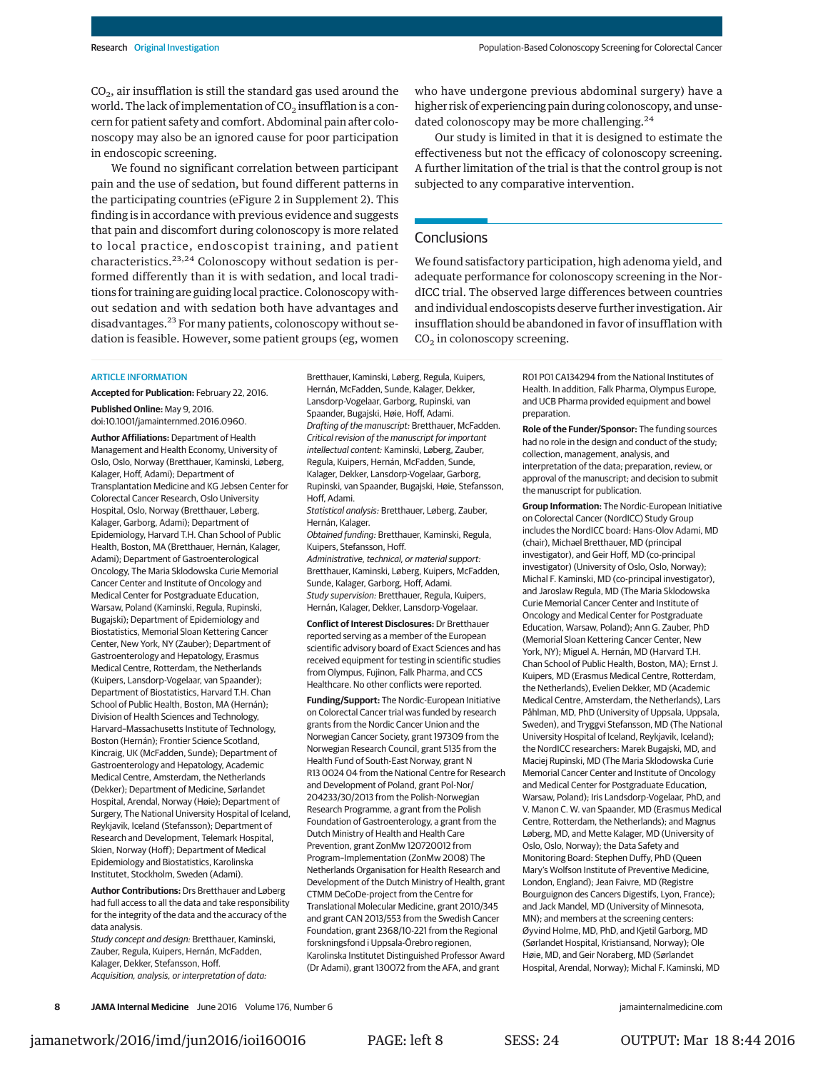$CO_2$, air insufflation is still the standard gas used around the world. The lack of implementation of $CO_2$ insufflation is a concern for patient safety and comfort. Abdominal pain after colonoscopy may also be an ignored cause for poor participation in endoscopic screening.

We found no significant correlation between participant pain and the use of sedation, but found different patterns in the participating countries (eFigure 2 in Supplement 2). This finding is in accordance with previous evidence and suggests that pain and discomfort during colonoscopy is more related to local practice, endoscopist training, and patient characteristics.[23,24] Colonoscopy without sedation is performed differently than it is with sedation, and local traditions for training are guiding local practice. Colonoscopy without sedation and with sedation both have advantages and disadvantages.[23] For many patients, colonoscopy without sedation is feasible. However, some patient groups (eg, women who have undergone previous abdominal surgery) have a higher risk of experiencing pain during colonoscopy, and unsedated colonoscopy may be more challenging.[24]

Our study is limited in that it is designed to estimate the effectiveness but not the efficacy of colonoscopy screening. A further limitation of the trial is that the control group is not subjected to any comparative intervention.

## Conclusions

We found satisfactory participation, high adenoma yield, and adequate performance for colonoscopy screening in the NordICC trial. The observed large differences between countries and individual endoscopists deserve further investigation. Air insufflation should be abandoned in favor of insufflation with $CO_2$ in colonoscopy screening.

ARTICLE INFORMATION

**Accepted for Publication:** February 22, 2016.

**Published Online:** May 9, 2016. doi:10.1001/jamainternmed.2016.0960.

**Author Affiliations:** Department of Health Management and Health Economy, University of Oslo, Oslo, Norway (Bretthauer, Kaminski, Løberg, Kalager, Hoff, Adami); Department of Transplantation Medicine and KG Jebsen Center for Colorectal Cancer Research, Oslo University Hospital, Oslo, Norway (Bretthauer, Løberg, Kalager, Garborg, Adami); Department of Epidemiology, Harvard T.H. Chan School of Public Health, Boston, MA (Bretthauer, Hernán, Kalager, Adami); Department of Gastroenterological Oncology, The Maria Sklodowska Curie Memorial Cancer Center and Institute of Oncology and Medical Center for Postgraduate Education, Warsaw, Poland (Kaminski, Regula, Rupinski, Bugajski); Department of Epidemiology and Biostatistics, Memorial Sloan Kettering Cancer Center, New York, NY (Zauber); Department of Gastroenterology and Hepatology, Erasmus Medical Centre, Rotterdam, the Netherlands (Kuipers, Lansdorp-Vogelaar, van Spaander); Department of Biostatistics, Harvard T.H. Chan School of Public Health, Boston, MA (Hernán); Division of Health Sciences and Technology, Harvard–Massachusetts Institute of Technology, Boston (Hernán); Frontier Science Scotland, Kincraig, UK (McFadden, Sunde); Department of Gastroenterology and Hepatology, Academic Medical Centre, Amsterdam, the Netherlands (Dekker); Department of Medicine, Sørlandet Hospital, Arendal, Norway (Høie); Department of Surgery, The National University Hospital of Iceland, Reykjavik, Iceland (Stefansson); Department of Research and Development, Telemark Hospital, Skien, Norway (Hoff); Department of Medical Epidemiology and Biostatistics, Karolinska Institutet, Stockholm, Sweden (Adami).

**Author Contributions:** Drs Bretthauer and Løberg had full access to all the data and take responsibility for the integrity of the data and the accuracy of the data analysis.

*Study concept and design:* Bretthauer, Kaminski, Zauber, Regula, Kuipers, Hernán, McFadden, Kalager, Dekker, Stefansson, Hoff.

*Acquisition, analysis, or interpretation of data:* Bretthauer, Kaminski, Løberg, Regula, Kuipers, Hernán, McFadden, Sunde, Kalager, Dekker, Lansdorp-Vogelaar, Garborg, Rupinski, van Spaander, Bugajski, Høie, Hoff, Adami.

*Drafting of the manuscript:* Bretthauer, McFadden.

*Critical revision of the manuscript for important intellectual content:* Kaminski, Løberg, Zauber, Regula, Kuipers, Hernán, McFadden, Sunde, Kalager, Dekker, Lansdorp-Vogelaar, Garborg, Rupinski, van Spaander, Bugajski, Høie, Stefansson, Hoff, Adami.

*Statistical analysis:* Bretthauer, Løberg, Zauber, Hernán, Kalager.

*Obtained funding:* Bretthauer, Kaminski, Regula, Kuipers, Stefansson, Hoff.

*Administrative, technical, or material support:* Bretthauer, Kaminski, Løberg, Kuipers, McFadden, Sunde, Kalager, Garborg, Hoff, Adami.

*Study supervision:* Bretthauer, Regula, Kuipers, Hernán, Kalager, Dekker, Lansdorp-Vogelaar.

**Conflict of Interest Disclosures:** Dr Bretthauer reported serving as a member of the European scientific advisory board of Exact Sciences and has received equipment for testing in scientific studies from Olympus, Fujinon, Falk Pharma, and CCS Healthcare. No other conflicts were reported.

**Funding/Support:** The Nordic-European Initiative on Colorectal Cancer trial was funded by research grants from the Nordic Cancer Union and the Norwegian Cancer Society, grant 197309 from the Norwegian Research Council, grant 5135 from the Health Fund of South-East Norway, grant N R13 0024 04 from the National Centre for Research and Development of Poland, grant Pol-Nor/204233/30/2013 from the Polish-Norwegian Research Programme, a grant from the Polish Foundation of Gastroenterology, a grant from the Dutch Ministry of Health and Health Care Prevention, grant ZonMw 120720012 from Program–Implementation (ZonMw 2008) The Netherlands Organisation for Health Research and Development of the Dutch Ministry of Health, grant CTMM DeCoDe-project from the Centre for Translational Molecular Medicine, grant 2010/345 and grant CAN 2013/553 from the Swedish Cancer Foundation, grant 2368/10-221 from the Regional forskningsfond i Uppsala-Örebro regionen, Karolinska Institutet Distinguished Professor Award (Dr Adami), grant 130072 from the AFA, and grant R01 P01 CA134294 from the National Institutes of Health. In addition, Falk Pharma, Olympus Europe, and UCB Pharma provided equipment and bowel preparation.

**Role of the Funder/Sponsor:** The funding sources had no role in the design and conduct of the study; collection, management, analysis, and interpretation of the data; preparation, review, or approval of the manuscript; and decision to submit the manuscript for publication.

**Group Information:** The Nordic-European Initiative on Colorectal Cancer (NordICC) Study Group includes the NordICC board: Hans-Olov Adami, MD (chair), Michael Bretthauer, MD (principal investigator), and Geir Hoff, MD (co-principal investigator) (University of Oslo, Oslo, Norway); Michal F. Kaminski, MD (co-principal investigator), and Jaroslaw Regula, MD (The Maria Sklodowska Curie Memorial Cancer Center and Institute of Oncology and Medical Center for Postgraduate Education, Warsaw, Poland); Ann G. Zauber, PhD (Memorial Sloan Kettering Cancer Center, New York, NY); Miguel A. Hernán, MD (Harvard T.H. Chan School of Public Health, Boston, MA); Ernst J. Kuipers, MD (Erasmus Medical Centre, Rotterdam, the Netherlands), Evelien Dekker, MD (Academic Medical Centre, Amsterdam, the Netherlands), Lars Påhlman, MD, PhD (University of Uppsala, Uppsala, Sweden), and Tryggvi Stefansson, MD (The National University Hospital of Iceland, Reykjavik, Iceland); the NordICC researchers: Marek Bugajski, MD, and Maciej Rupinski, MD (The Maria Sklodowska Curie Memorial Cancer Center and Institute of Oncology and Medical Center for Postgraduate Education, Warsaw, Poland); Iris Landsdorp-Vogelaar, PhD, and V. Manon C. W. van Spaander, MD (Erasmus Medical Centre, Rotterdam, the Netherlands); and Magnus Løberg, MD, and Mette Kalager, MD (University of Oslo, Oslo, Norway); the Data Safety and Monitoring Board: Stephen Duffy, PhD (Queen Mary's Wolfson Institute of Preventive Medicine, London, England); Jean Faivre, MD (Registre Bourguignon des Cancers Digestifs, Lyon, France); and Jack Mandel, MD (University of Minnesota, MN); and members at the screening centers: Øyvind Holme, MD, PhD, and Kjetil Garborg, MD (Sørlandet Hospital, Kristiansand, Norway); Ole Høie, MD, and Geir Noraberg, MD (Sørlandet Hospital, Arendal, Norway); Michal F. Kaminski, MD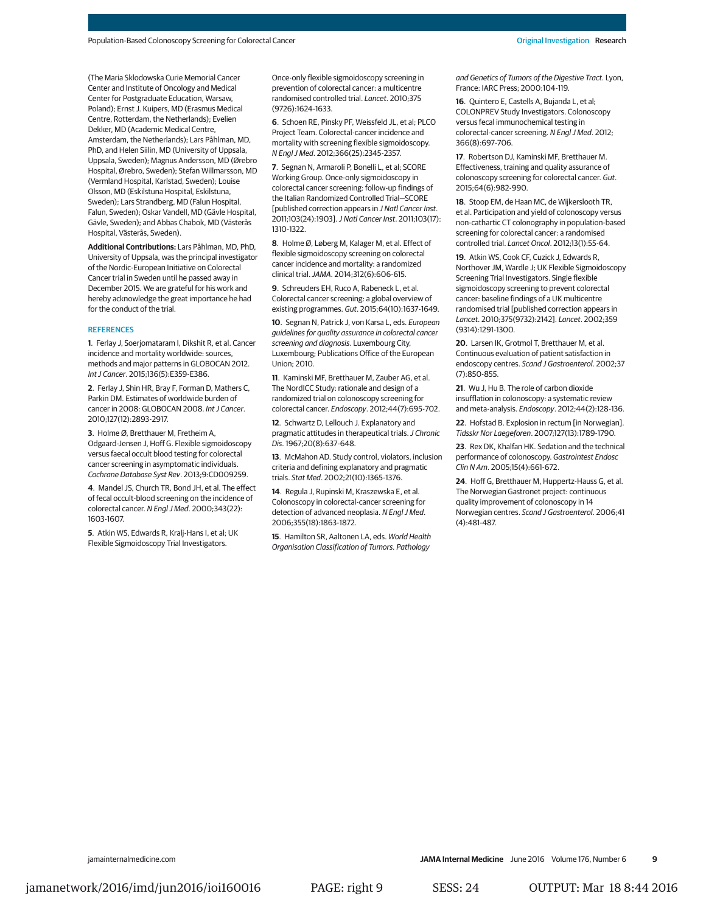(The Maria Sklodowska Curie Memorial Cancer Center and Institute of Oncology and Medical Center for Postgraduate Education, Warsaw, Poland); Ernst J. Kuipers, MD (Erasmus Medical Centre, Rotterdam, the Netherlands); Evelien Dekker, MD (Academic Medical Centre, Amsterdam, the Netherlands); Lars Påhlman, MD, PhD, and Helen Siilin, MD (University of Uppsala, Uppsala, Sweden); Magnus Andersson, MD (Ørebro Hospital, Ørebro, Sweden); Stefan Willmarsson, MD (Vermland Hospital, Karlstad, Sweden); Louise Olsson, MD (Eskilstuna Hospital, Eskilstuna, Sweden); Lars Strandberg, MD (Falun Hospital, Falun, Sweden); Oskar Vandell, MD (Gävle Hospital, Gävle, Sweden); and Abbas Chabok, MD (Västerås Hospital, Västerås, Sweden).

**Additional Contributions:** Lars Påhlman, MD, PhD, University of Uppsala, was the principal investigator of the Nordic-European Initiative on Colorectal Cancer trial in Sweden until he passed away in December 2015. We are grateful for his work and hereby acknowledge the great importance he had for the conduct of the trial.

## REFERENCES

1. Ferlay J, Soerjomataram I, Dikshit R, et al. Cancer incidence and mortality worldwide: sources, methods and major patterns in GLOBOCAN 2012. *Int J Cancer*. 2015;136(5):E359-E386.

2. Ferlay J, Shin HR, Bray F, Forman D, Mathers C, Parkin DM. Estimates of worldwide burden of cancer in 2008: GLOBOCAN 2008. *Int J Cancer*. 2010;127(12):2893-2917.

3. Holme Ø, Bretthauer M, Fretheim A, Odgaard-Jensen J, Hoff G. Flexible sigmoidoscopy versus faecal occult blood testing for colorectal cancer screening in asymptomatic individuals. *Cochrane Database Syst Rev*. 2013;9:CD009259.

4. Mandel JS, Church TR, Bond JH, et al. The effect of fecal occult-blood screening on the incidence of colorectal cancer. *N Engl J Med*. 2000;343(22):1603-1607.

5. Atkin WS, Edwards R, Kralj-Hans I, et al; UK Flexible Sigmoidoscopy Trial Investigators. Once-only flexible sigmoidoscopy screening in prevention of colorectal cancer: a multicentre randomised controlled trial. *Lancet*. 2010;375(9726):1624-1633.

6. Schoen RE, Pinsky PF, Weissfeld JL, et al; PLCO Project Team. Colorectal-cancer incidence and mortality with screening flexible sigmoidoscopy. *N Engl J Med*. 2012;366(25):2345-2357.

7. Segnan N, Armaroli P, Bonelli L, et al; SCORE Working Group. Once-only sigmoidoscopy in colorectal cancer screening: follow-up findings of the Italian Randomized Controlled Trial—SCORE [published correction appears in *J Natl Cancer Inst*. 2011;103(24):1903]. *J Natl Cancer Inst*. 2011;103(17):1310-1322.

8. Holme Ø, Løberg M, Kalager M, et al. Effect of flexible sigmoidoscopy screening on colorectal cancer incidence and mortality: a randomized clinical trial. *JAMA*. 2014;312(6):606-615.

9. Schreuders EH, Ruco A, Rabeneck L, et al. Colorectal cancer screening: a global overview of existing programmes. *Gut*. 2015;64(10):1637-1649.

10. Segnan N, Patrick J, von Karsa L, eds. *European guidelines for quality assurance in colorectal cancer screening and diagnosis*. Luxembourg City, Luxembourg; Publications Office of the European Union; 2010.

11. Kaminski MF, Bretthauer M, Zauber AG, et al. The NordICC Study: rationale and design of a randomized trial on colonoscopy screening for colorectal cancer. *Endoscopy*. 2012;44(7):695-702.

12. Schwartz D, Lellouch J. Explanatory and pragmatic attitudes in therapeutical trials. *J Chronic Dis*. 1967;20(8):637-648.

13. McMahon AD. Study control, violators, inclusion criteria and defining explanatory and pragmatic trials. *Stat Med*. 2002;21(10):1365-1376.

14. Regula J, Rupinski M, Kraszewska E, et al. Colonoscopy in colorectal-cancer screening for detection of advanced neoplasia. *N Engl J Med*. 2006;355(18):1863-1872.

15. Hamilton SR, Aaltonen LA, eds. *World Health Organisation Classification of Tumors. Pathology and Genetics of Tumors of the Digestive Tract*. Lyon, France: IARC Press; 2000:104-119.

16. Quintero E, Castells A, Bujanda L, et al; COLONPREV Study Investigators. Colonoscopy versus fecal immunochemical testing in colorectal-cancer screening. *N Engl J Med*. 2012;366(8):697-706.

17. Robertson DJ, Kaminski MF, Bretthauer M. Effectiveness, training and quality assurance of colonoscopy screening for colorectal cancer. *Gut*. 2015;64(6):982-990.

18. Stoop EM, de Haan MC, de Wijkerslooth TR, et al. Participation and yield of colonoscopy versus non-cathartic CT colonography in population-based screening for colorectal cancer: a randomised controlled trial. *Lancet Oncol*. 2012;13(1):55-64.

19. Atkin WS, Cook CF, Cuzick J, Edwards R, Northover JM, Wardle J; UK Flexible Sigmoidoscopy Screening Trial Investigators. Single flexible sigmoidoscopy screening to prevent colorectal cancer: baseline findings of a UK multicentre randomised trial [published correction appears in *Lancet*. 2010;375(9732):2142]. *Lancet*. 2002;359(9314):1291-1300.

20. Larsen IK, Grotmol T, Bretthauer M, et al. Continuous evaluation of patient satisfaction in endoscopy centres. *Scand J Gastroenterol*. 2002;37(7):850-855.

21. Wu J, Hu B. The role of carbon dioxide insufflation in colonoscopy: a systematic review and meta-analysis. *Endoscopy*. 2012;44(2):128-136.

22. Hofstad B. Explosion in rectum [in Norwegian]. *Tidsskr Nor Laegeforen*. 2007;127(13):1789-1790.

23. Rex DK, Khalfan HK. Sedation and the technical performance of colonoscopy. *Gastrointest Endosc Clin N Am*. 2005;15(4):661-672.

24. Hoff G, Bretthauer M, Huppertz-Hauss G, et al. The Norwegian Gastronet project: continuous quality improvement of colonoscopy in 14 Norwegian centres. *Scand J Gastroenterol*. 2006;41(4):481-487.